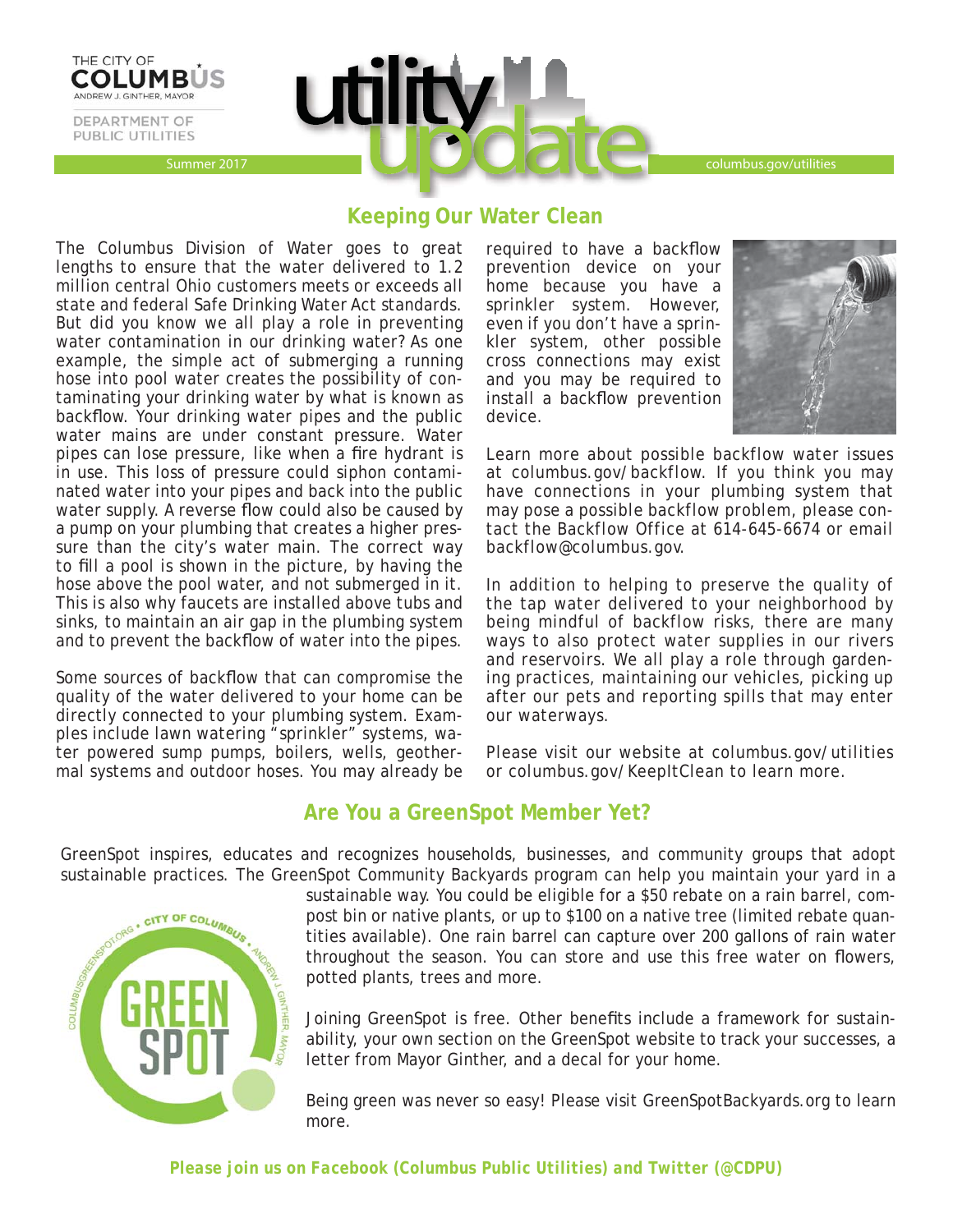THE CITY OF COLUMBUS
ANDREW J. GINTHER, MAYOR

DEPARTMENT OF PUBLIC UTILITIES

# utility update

Summer 2017

columbus.gov/utilities

## Keeping Our Water Clean

The Columbus Division of Water goes to great lengths to ensure that the water delivered to 1.2 million central Ohio customers meets or exceeds all state and federal Safe Drinking Water Act standards. But did you know we all play a role in preventing water contamination in our drinking water? As one example, the simple act of submerging a running hose into pool water creates the possibility of contaminating your drinking water by what is known as backflow. Your drinking water pipes and the public water mains are under constant pressure. Water pipes can lose pressure, like when a fire hydrant is in use. This loss of pressure could siphon contaminated water into your pipes and back into the public water supply. A reverse flow could also be caused by a pump on your plumbing that creates a higher pressure than the city's water main. The correct way to fill a pool is shown in the picture, by having the hose above the pool water, and not submerged in it. This is also why faucets are installed above tubs and sinks, to maintain an air gap in the plumbing system and to prevent the backflow of water into the pipes.

Some sources of backflow that can compromise the quality of the water delivered to your home can be directly connected to your plumbing system. Examples include lawn watering "sprinkler" systems, water powered sump pumps, boilers, wells, geothermal systems and outdoor hoses. You may already be required to have a backflow prevention device on your home because you have a sprinkler system. However, even if you don't have a sprinkler system, other possible cross connections may exist and you may be required to install a backflow prevention device.

Learn more about possible backflow water issues at columbus.gov/backflow. If you think you may have connections in your plumbing system that may pose a possible backflow problem, please contact the Backflow Office at 614-645-6674 or email backflow@columbus.gov.

In addition to helping to preserve the quality of the tap water delivered to your neighborhood by being mindful of backflow risks, there are many ways to also protect water supplies in our rivers and reservoirs. We all play a role through gardening practices, maintaining our vehicles, picking up after our pets and reporting spills that may enter our waterways.

Please visit our website at columbus.gov/utilities or columbus.gov/KeepItClean to learn more.

## Are You a GreenSpot Member Yet?

GreenSpot inspires, educates and recognizes households, businesses, and community groups that adopt sustainable practices. The GreenSpot Community Backyards program can help you maintain your yard in a sustainable way. You could be eligible for a $50 rebate on a rain barrel, compost bin or native plants, or up to $100 on a native tree (limited rebate quantities available). One rain barrel can capture over 200 gallons of rain water throughout the season. You can store and use this free water on flowers, potted plants, trees and more.

Joining GreenSpot is free. Other benefits include a framework for sustainability, your own section on the GreenSpot website to track your successes, a letter from Mayor Ginther, and a decal for your home.

Being green was never so easy! Please visit GreenSpotBackyards.org to learn more.

***Please join us on Facebook (Columbus Public Utilities) and Twitter (@CDPU)***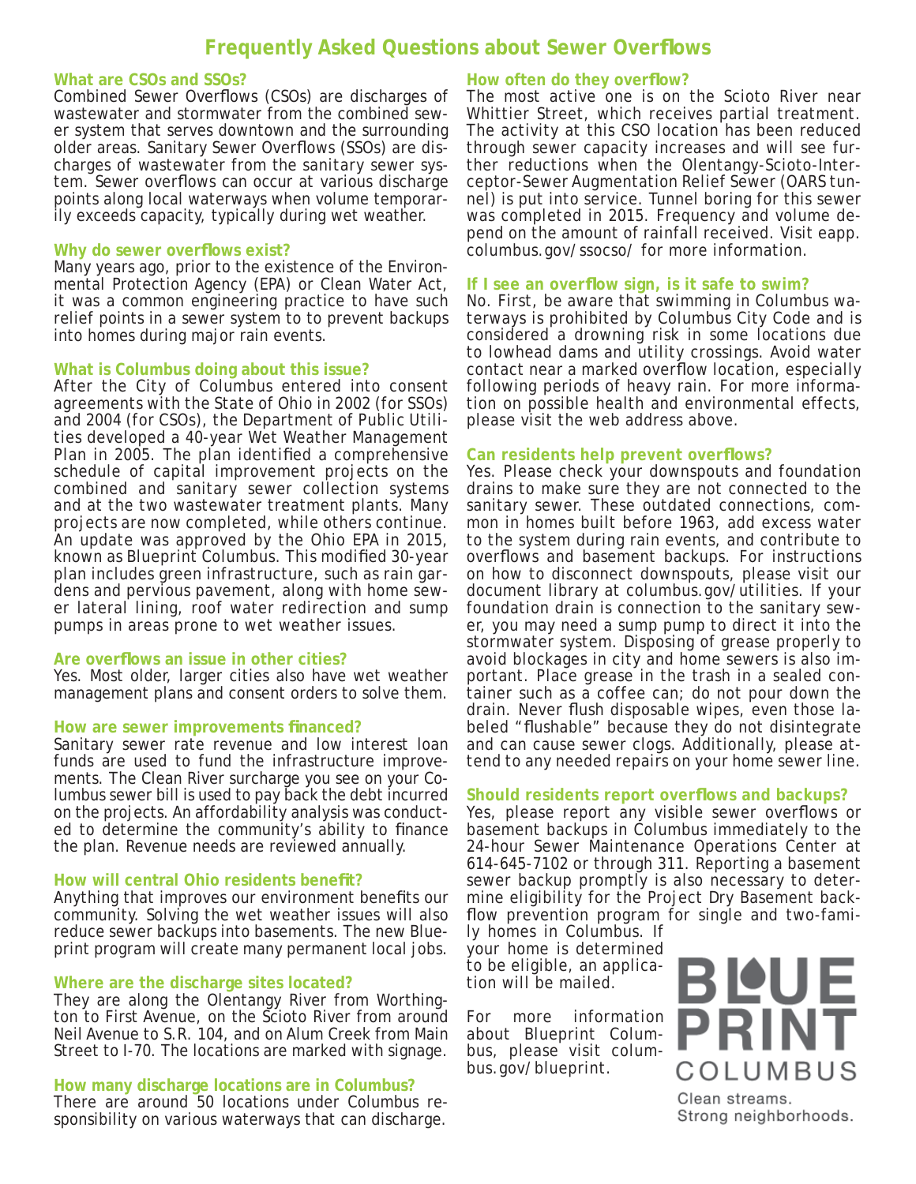# Frequently Asked Questions about Sewer Overflows

**What are CSOs and SSOs?**
Combined Sewer Overflows (CSOs) are discharges of wastewater and stormwater from the combined sewer system that serves downtown and the surrounding older areas. Sanitary Sewer Overflows (SSOs) are discharges of wastewater from the sanitary sewer system. Sewer overflows can occur at various discharge points along local waterways when volume temporarily exceeds capacity, typically during wet weather.

**Why do sewer overflows exist?**
Many years ago, prior to the existence of the Environmental Protection Agency (EPA) or Clean Water Act, it was a common engineering practice to have such relief points in a sewer system to to prevent backups into homes during major rain events.

**What is Columbus doing about this issue?**
After the City of Columbus entered into consent agreements with the State of Ohio in 2002 (for SSOs) and 2004 (for CSOs), the Department of Public Utilities developed a 40-year Wet Weather Management Plan in 2005. The plan identified a comprehensive schedule of capital improvement projects on the combined and sanitary sewer collection systems and at the two wastewater treatment plants. Many projects are now completed, while others continue. An update was approved by the Ohio EPA in 2015, known as Blueprint Columbus. This modified 30-year plan includes green infrastructure, such as rain gardens and pervious pavement, along with home sewer lateral lining, roof water redirection and sump pumps in areas prone to wet weather issues.

**Are overflows an issue in other cities?**
Yes. Most older, larger cities also have wet weather management plans and consent orders to solve them.

**How are sewer improvements financed?**
Sanitary sewer rate revenue and low interest loan funds are used to fund the infrastructure improvements. The Clean River surcharge you see on your Columbus sewer bill is used to pay back the debt incurred on the projects. An affordability analysis was conducted to determine the community's ability to finance the plan. Revenue needs are reviewed annually.

**How will central Ohio residents benefit?**
Anything that improves our environment benefits our community. Solving the wet weather issues will also reduce sewer backups into basements. The new Blueprint program will create many permanent local jobs.

**Where are the discharge sites located?**
They are along the Olentangy River from Worthington to First Avenue, on the Scioto River from around Neil Avenue to S.R. 104, and on Alum Creek from Main Street to I-70. The locations are marked with signage.

**How many discharge locations are in Columbus?**
There are around 50 locations under Columbus responsibility on various waterways that can discharge.

**How often do they overflow?**
The most active one is on the Scioto River near Whittier Street, which receives partial treatment. The activity at this CSO location has been reduced through sewer capacity increases and will see further reductions when the Olentangy-Scioto-Interceptor-Sewer Augmentation Relief Sewer (OARS tunnel) is put into service. Tunnel boring for this sewer was completed in 2015. Frequency and volume depend on the amount of rainfall received. Visit eapp.columbus.gov/ssocso/ for more information.

**If I see an overflow sign, is it safe to swim?**
No. First, be aware that swimming in Columbus waterways is prohibited by Columbus City Code and is considered a drowning risk in some locations due to lowhead dams and utility crossings. Avoid water contact near a marked overflow location, especially following periods of heavy rain. For more information on possible health and environmental effects, please visit the web address above.

**Can residents help prevent overflows?**
Yes. Please check your downspouts and foundation drains to make sure they are not connected to the sanitary sewer. These outdated connections, common in homes built before 1963, add excess water to the system during rain events, and contribute to overflows and basement backups. For instructions on how to disconnect downspouts, please visit our document library at columbus.gov/utilities. If your foundation drain is connection to the sanitary sewer, you may need a sump pump to direct it into the stormwater system. Disposing of grease properly to avoid blockages in city and home sewers is also important. Place grease in the trash in a sealed container such as a coffee can; do not pour down the drain. Never flush disposable wipes, even those labeled "flushable" because they do not disintegrate and can cause sewer clogs. Additionally, please attend to any needed repairs on your home sewer line.

**Should residents report overflows and backups?**
Yes, please report any visible sewer overflows or basement backups in Columbus immediately to the 24-hour Sewer Maintenance Operations Center at 614-645-7102 or through 311. Reporting a basement sewer backup promptly is also necessary to determine eligibility for the Project Dry Basement backflow prevention program for single and two-family homes in Columbus. If your home is determined to be eligible, an application will be mailed.

For more information about Blueprint Columbus, please visit columbus.gov/blueprint.

BLUE PRINT COLUMBUS

Clean streams.
Strong neighborhoods.